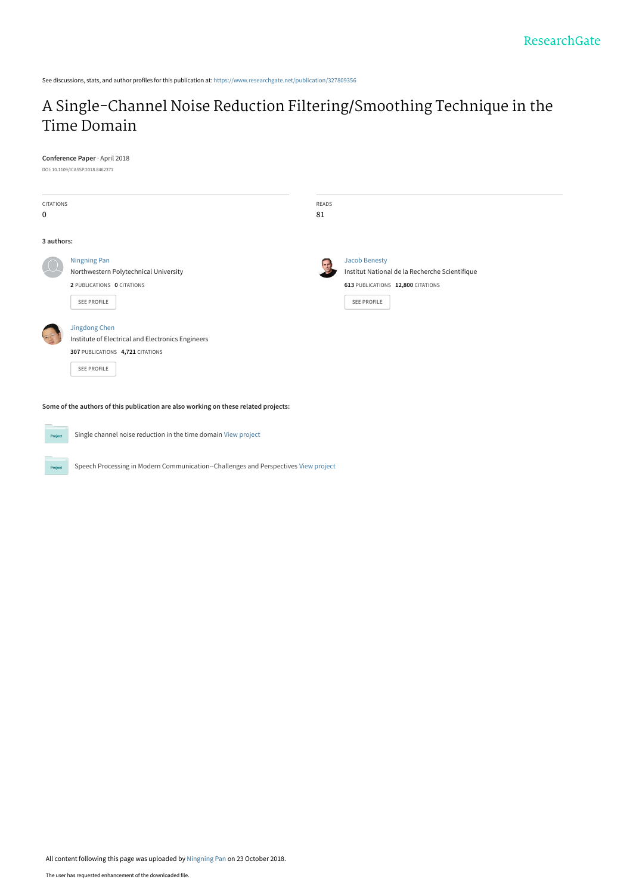See discussions, stats, and author profiles for this publication at: https://www.researchgate.net/publication/327809356

# A Single-Channel Noise Reduction Filtering/Smoothing Technique in the Time Domain

**Conference Paper** · April 2018

DOI: 10.1109/ICASSP.2018.8462371

CITATIONS
0

READS
81

**3 authors:**

Ningning Pan
Northwestern Polytechnical University
**2** PUBLICATIONS **0** CITATIONS

SEE PROFILE

Jacob Benesty
Institut National de la Recherche Scientifique
**613** PUBLICATIONS **12,800** CITATIONS

SEE PROFILE

Jingdong Chen
Institute of Electrical and Electronics Engineers
**307** PUBLICATIONS **4,721** CITATIONS

SEE PROFILE

**Some of the authors of this publication are also working on these related projects:**

Single channel noise reduction in the time domain View project

Speech Processing in Modern Communication--Challenges and Perspectives View project

All content following this page was uploaded by Ningning Pan on 23 October 2018.

The user has requested enhancement of the downloaded file.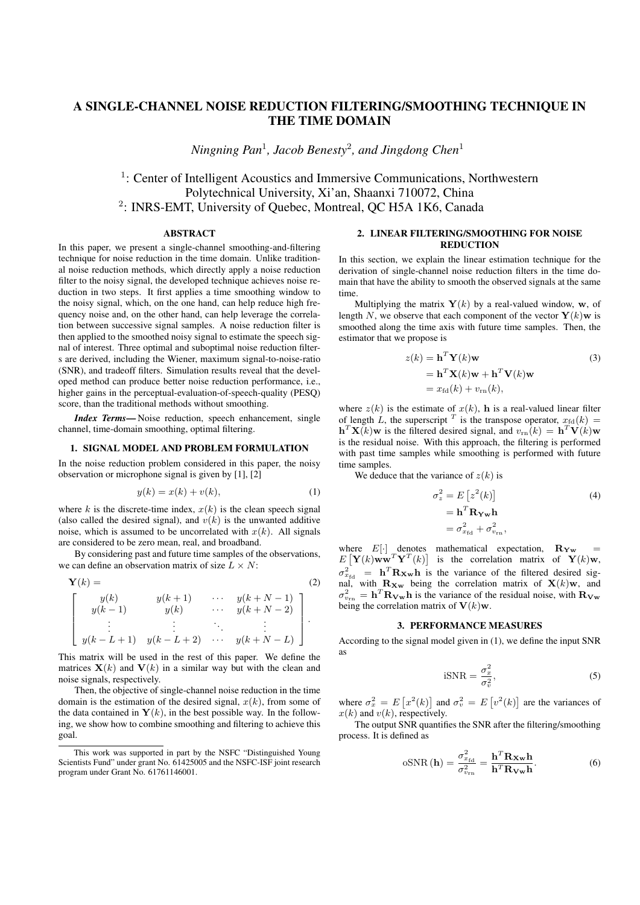# A SINGLE-CHANNEL NOISE REDUCTION FILTERING/SMOOTHING TECHNIQUE IN THE TIME DOMAIN

*Ningning Pan*[1], *Jacob Benesty*[2], *and Jingdong Chen*[1]

[1]: Center of Intelligent Acoustics and Immersive Communications, Northwestern Polytechnical University, Xi'an, Shaanxi 710072, China
[2]: INRS-EMT, University of Quebec, Montreal, QC H5A 1K6, Canada

## ABSTRACT

In this paper, we present a single-channel smoothing-and-filtering technique for noise reduction in the time domain. Unlike traditional noise reduction methods, which directly apply a noise reduction filter to the noisy signal, the developed technique achieves noise reduction in two steps. It first applies a time smoothing window to the noisy signal, which, on the one hand, can help reduce high frequency noise and, on the other hand, can help leverage the correlation between successive signal samples. A noise reduction filter is then applied to the smoothed noisy signal to estimate the speech signal of interest. Three optimal and suboptimal noise reduction filters are derived, including the Wiener, maximum signal-to-noise-ratio (SNR), and tradeoff filters. Simulation results reveal that the developed method can produce better noise reduction performance, i.e., higher gains in the perceptual-evaluation-of-speech-quality (PESQ) score, than the traditional methods without smoothing.

***Index Terms*—** Noise reduction, speech enhancement, single channel, time-domain smoothing, optimal filtering.

## 1. SIGNAL MODEL AND PROBLEM FORMULATION

In the noise reduction problem considered in this paper, the noisy observation or microphone signal is given by [1], [2]

$$y(k) = x(k) + v(k), \tag{1}$$

where $k$ is the discrete-time index, $x(k)$ is the clean speech signal (also called the desired signal), and $v(k)$ is the unwanted additive noise, which is assumed to be uncorrelated with $x(k)$. All signals are considered to be zero mean, real, and broadband.

By considering past and future time samples of the observations, we can define an observation matrix of size $L \times N$:

$$\mathbf{Y}(k) = \begin{bmatrix} y(k) & y(k+1) & \cdots & y(k+N-1) \\ y(k-1) & y(k) & \cdots & y(k+N-2) \\ \vdots & \vdots & \ddots & \vdots \\ y(k-L+1) & y(k-L+2) & \cdots & y(k+N-L) \end{bmatrix}. \tag{2}$$

This matrix will be used in the rest of this paper. We define the matrices $\mathbf{X}(k)$ and $\mathbf{V}(k)$ in a similar way but with the clean and noise signals, respectively.

Then, the objective of single-channel noise reduction in the time domain is the estimation of the desired signal, $x(k)$, from some of the data contained in $\mathbf{Y}(k)$, in the best possible way. In the following, we show how to combine smoothing and filtering to achieve this goal.

This work was supported in part by the NSFC "Distinguished Young Scientists Fund" under grant No. 61425005 and the NSFC-ISF joint research program under Grant No. 61761146001.

## 2. LINEAR FILTERING/SMOOTHING FOR NOISE REDUCTION

In this section, we explain the linear estimation technique for the derivation of single-channel noise reduction filters in the time domain that have the ability to smooth the observed signals at the same time.

Multiplying the matrix $\mathbf{Y}(k)$ by a real-valued window, $\mathbf{w}$, of length $N$, we observe that each component of the vector $\mathbf{Y}(k)\mathbf{w}$ is smoothed along the time axis with future time samples. Then, the estimator that we propose is

$$\begin{aligned} z(k) &= \mathbf{h}^T\mathbf{Y}(k)\mathbf{w} \\ &= \mathbf{h}^T\mathbf{X}(k)\mathbf{w} + \mathbf{h}^T\mathbf{V}(k)\mathbf{w} \\ &= x_{\text{fd}}(k) + v_{\text{rn}}(k), \end{aligned} \tag{3}$$

where $z(k)$ is the estimate of $x(k)$, $\mathbf{h}$ is a real-valued linear filter of length $L$, the superscript $^T$ is the transpose operator, $x_{\text{fd}}(k) = \mathbf{h}^T\mathbf{X}(k)\mathbf{w}$ is the filtered desired signal, and $v_{\text{rn}}(k) = \mathbf{h}^T\mathbf{V}(k)\mathbf{w}$ is the residual noise. With this approach, the filtering is performed with past time samples while smoothing is performed with future time samples.

We deduce that the variance of $z(k)$ is

$$\begin{aligned} \sigma_z^2 &= E\left[z^2(k)\right] \\ &= \mathbf{h}^T\mathbf{R}_{\mathbf{Yw}}\mathbf{h} \\ &= \sigma_{x_{\text{fd}}}^2 + \sigma_{v_{\text{rn}}}^2, \end{aligned} \tag{4}$$

where $E[\cdot]$ denotes mathematical expectation, $\mathbf{R}_{\mathbf{Yw}} = E\left[\mathbf{Y}(k)\mathbf{w}\mathbf{w}^T\mathbf{Y}^T(k)\right]$ is the correlation matrix of $\mathbf{Y}(k)\mathbf{w}$, $\sigma_{x_{\text{fd}}}^2 = \mathbf{h}^T\mathbf{R}_{\mathbf{Xw}}\mathbf{h}$ is the variance of the filtered desired signal, with $\mathbf{R}_{\mathbf{Xw}}$ being the correlation matrix of $\mathbf{X}(k)\mathbf{w}$, and $\sigma_{v_{\text{rn}}}^2 = \mathbf{h}^T\mathbf{R}_{\mathbf{Vw}}\mathbf{h}$ is the variance of the residual noise, with $\mathbf{R}_{\mathbf{Vw}}$ being the correlation matrix of $\mathbf{V}(k)\mathbf{w}$.

## 3. PERFORMANCE MEASURES

According to the signal model given in (1), we define the input SNR as

$$\text{iSNR} = \frac{\sigma_x^2}{\sigma_v^2}, \tag{5}$$

where $\sigma_x^2 = E\left[x^2(k)\right]$ and $\sigma_v^2 = E\left[v^2(k)\right]$ are the variances of $x(k)$ and $v(k)$, respectively.

The output SNR quantifies the SNR after the filtering/smoothing process. It is defined as

$$\text{oSNR}(\mathbf{h}) = \frac{\sigma_{x_{\text{fd}}}^2}{\sigma_{v_{\text{rn}}}^2} = \frac{\mathbf{h}^T\mathbf{R}_{\mathbf{Xw}}\mathbf{h}}{\mathbf{h}^T\mathbf{R}_{\mathbf{Vw}}\mathbf{h}}. \tag{6}$$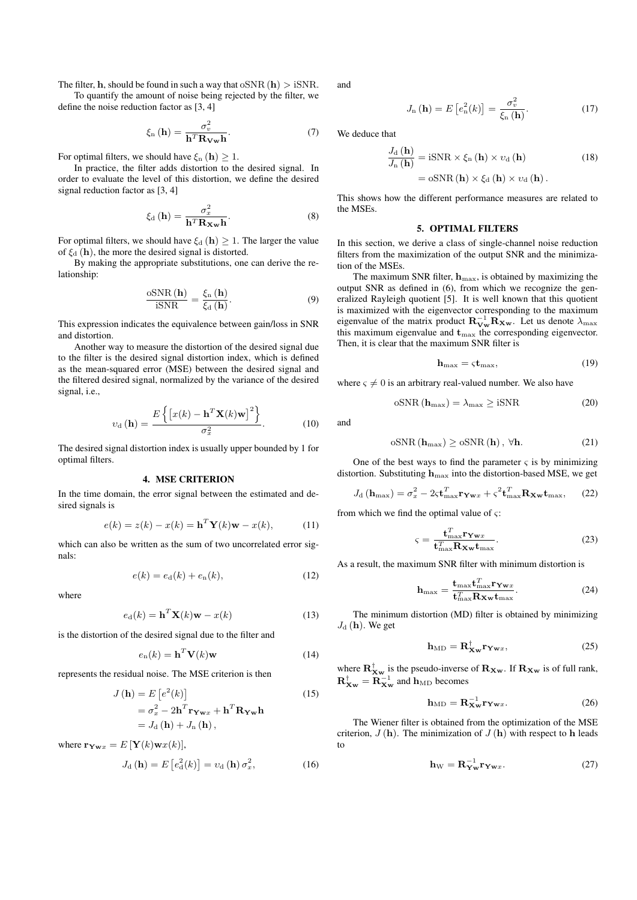The filter, $\mathbf{h}$, should be found in such a way that $\text{oSNR}(\mathbf{h}) > \text{iSNR}$.

To quantify the amount of noise being rejected by the filter, we define the noise reduction factor as [3, 4]

$$\xi_{\text{n}}(\mathbf{h}) = \frac{\sigma_v^2}{\mathbf{h}^T \mathbf{R}_{\mathbf{V}\mathbf{w}} \mathbf{h}}. \tag{7}$$

For optimal filters, we should have $\xi_{\text{n}}(\mathbf{h}) \geq 1$.

In practice, the filter adds distortion to the desired signal. In order to evaluate the level of this distortion, we define the desired signal reduction factor as [3, 4]

$$\xi_{\text{d}}(\mathbf{h}) = \frac{\sigma_x^2}{\mathbf{h}^T \mathbf{R}_{\mathbf{X}\mathbf{w}} \mathbf{h}}. \tag{8}$$

For optimal filters, we should have $\xi_{\text{d}}(\mathbf{h}) \geq 1$. The larger the value of $\xi_{\text{d}}(\mathbf{h})$, the more the desired signal is distorted.

By making the appropriate substitutions, one can derive the relationship:

$$\frac{\text{oSNR}(\mathbf{h})}{\text{iSNR}} = \frac{\xi_{\text{n}}(\mathbf{h})}{\xi_{\text{d}}(\mathbf{h})}. \tag{9}$$

This expression indicates the equivalence between gain/loss in SNR and distortion.

Another way to measure the distortion of the desired signal due to the filter is the desired signal distortion index, which is defined as the mean-squared error (MSE) between the desired signal and the filtered desired signal, normalized by the variance of the desired signal, i.e.,

$$\upsilon_{\text{d}}(\mathbf{h}) = \frac{E\left\{\left[x(k) - \mathbf{h}^T \mathbf{X}(k) \mathbf{w}\right]^2\right\}}{\sigma_x^2}. \tag{10}$$

The desired signal distortion index is usually upper bounded by 1 for optimal filters.

## 4. MSE CRITERION

In the time domain, the error signal between the estimated and desired signals is

$$e(k) = z(k) - x(k) = \mathbf{h}^T \mathbf{Y}(k) \mathbf{w} - x(k), \tag{11}$$

which can also be written as the sum of two uncorrelated error signals:

$$e(k) = e_{\text{d}}(k) + e_{\text{n}}(k), \tag{12}$$

where

$$e_{\text{d}}(k) = \mathbf{h}^T \mathbf{X}(k) \mathbf{w} - x(k) \tag{13}$$

is the distortion of the desired signal due to the filter and

$$e_{\text{n}}(k) = \mathbf{h}^T \mathbf{V}(k) \mathbf{w} \tag{14}$$

represents the residual noise. The MSE criterion is then

$$\begin{aligned} J(\mathbf{h}) &= E\left[e^2(k)\right] \\ &= \sigma_x^2 - 2\mathbf{h}^T \mathbf{r}_{\mathbf{Y}\mathbf{w}x} + \mathbf{h}^T \mathbf{R}_{\mathbf{Y}\mathbf{w}} \mathbf{h} \\ &= J_{\text{d}}(\mathbf{h}) + J_{\text{n}}(\mathbf{h}), \end{aligned} \tag{15}$$

where $\mathbf{r}_{\mathbf{Y}\mathbf{w}x} = E\left[\mathbf{Y}(k)\mathbf{w}x(k)\right]$,

$$J_{\text{d}}(\mathbf{h}) = E\left[e_{\text{d}}^2(k)\right] = \upsilon_{\text{d}}(\mathbf{h})\,\sigma_x^2, \tag{16}$$

and

$$J_{\text{n}}(\mathbf{h}) = E\left[e_{\text{n}}^2(k)\right] = \frac{\sigma_v^2}{\xi_{\text{n}}(\mathbf{h})}. \tag{17}$$

We deduce that

$$\begin{aligned} \frac{J_{\text{d}}(\mathbf{h})}{J_{\text{n}}(\mathbf{h})} &= \text{iSNR} \times \xi_{\text{n}}(\mathbf{h}) \times \upsilon_{\text{d}}(\mathbf{h}) \\ &= \text{oSNR}(\mathbf{h}) \times \xi_{\text{d}}(\mathbf{h}) \times \upsilon_{\text{d}}(\mathbf{h}). \end{aligned} \tag{18}$$

This shows how the different performance measures are related to the MSEs.

## 5. OPTIMAL FILTERS

In this section, we derive a class of single-channel noise reduction filters from the maximization of the output SNR and the minimization of the MSEs.

The maximum SNR filter, $\mathbf{h}_{\max}$, is obtained by maximizing the output SNR as defined in (6), from which we recognize the generalized Rayleigh quotient [5]. It is well known that this quotient is maximized with the eigenvector corresponding to the maximum eigenvalue of the matrix product $\mathbf{R}_{\mathbf{V}\mathbf{w}}^{-1} \mathbf{R}_{\mathbf{X}\mathbf{w}}$. Let us denote $\lambda_{\max}$ this maximum eigenvalue and $\mathbf{t}_{\max}$ the corresponding eigenvector. Then, it is clear that the maximum SNR filter is

$$\mathbf{h}_{\max} = \varsigma \mathbf{t}_{\max}, \tag{19}$$

where $\varsigma \neq 0$ is an arbitrary real-valued number. We also have

$$\text{oSNR}(\mathbf{h}_{\max}) = \lambda_{\max} \geq \text{iSNR} \tag{20}$$

and

$$\text{oSNR}(\mathbf{h}_{\max}) \geq \text{oSNR}(\mathbf{h}), \ \forall \mathbf{h}. \tag{21}$$

One of the best ways to find the parameter $\varsigma$ is by minimizing distortion. Substituting $\mathbf{h}_{\max}$ into the distortion-based MSE, we get

$$J_{\text{d}}(\mathbf{h}_{\max}) = \sigma_x^2 - 2\varsigma \mathbf{t}_{\max}^T \mathbf{r}_{\mathbf{Y}\mathbf{w}x} + \varsigma^2 \mathbf{t}_{\max}^T \mathbf{R}_{\mathbf{X}\mathbf{w}} \mathbf{t}_{\max}, \tag{22}$$

from which we find the optimal value of $\varsigma$:

$$\varsigma = \frac{\mathbf{t}_{\max}^T \mathbf{r}_{\mathbf{Y}\mathbf{w}x}}{\mathbf{t}_{\max}^T \mathbf{R}_{\mathbf{X}\mathbf{w}} \mathbf{t}_{\max}}. \tag{23}$$

As a result, the maximum SNR filter with minimum distortion is

$$\mathbf{h}_{\max} = \frac{\mathbf{t}_{\max} \mathbf{t}_{\max}^T \mathbf{r}_{\mathbf{Y}\mathbf{w}x}}{\mathbf{t}_{\max}^T \mathbf{R}_{\mathbf{X}\mathbf{w}} \mathbf{t}_{\max}}. \tag{24}$$

The minimum distortion (MD) filter is obtained by minimizing $J_{\text{d}}(\mathbf{h})$. We get

$$\mathbf{h}_{\text{MD}} = \mathbf{R}_{\mathbf{X}\mathbf{w}}^{\dagger} \mathbf{r}_{\mathbf{Y}\mathbf{w}x}, \tag{25}$$

where $\mathbf{R}_{\mathbf{X}\mathbf{w}}^{\dagger}$ is the pseudo-inverse of $\mathbf{R}_{\mathbf{X}\mathbf{w}}$. If $\mathbf{R}_{\mathbf{X}\mathbf{w}}$ is of full rank, $\mathbf{R}_{\mathbf{X}\mathbf{w}}^{\dagger} = \mathbf{R}_{\mathbf{X}\mathbf{w}}^{-1}$ and $\mathbf{h}_{\text{MD}}$ becomes

$$\mathbf{h}_{\text{MD}} = \mathbf{R}_{\mathbf{X}\mathbf{w}}^{-1} \mathbf{r}_{\mathbf{Y}\mathbf{w}x}. \tag{26}$$

The Wiener filter is obtained from the optimization of the MSE criterion, $J(\mathbf{h})$. The minimization of $J(\mathbf{h})$ with respect to $\mathbf{h}$ leads to

$$\mathbf{h}_{\text{W}} = \mathbf{R}_{\mathbf{Y}\mathbf{w}}^{-1} \mathbf{r}_{\mathbf{Y}\mathbf{w}x}. \tag{27}$$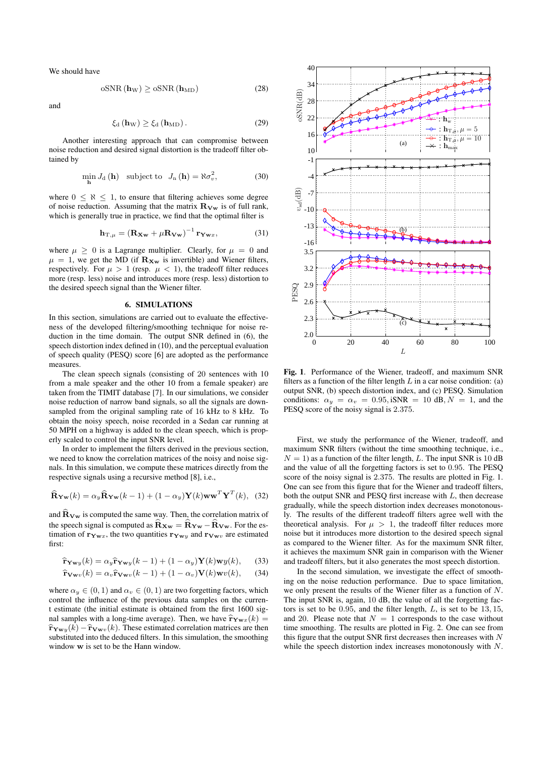We should have

$$\text{oSNR}(\mathbf{h}_{\text{W}}) \geq \text{oSNR}(\mathbf{h}_{\text{MD}}) \tag{28}$$

and

$$\xi_{\text{d}}(\mathbf{h}_{\text{W}}) \geq \xi_{\text{d}}(\mathbf{h}_{\text{MD}}). \tag{29}$$

Another interesting approach that can compromise between noise reduction and desired signal distortion is the tradeoff filter obtained by

$$\min_{\mathbf{h}} J_{\text{d}}(\mathbf{h}) \quad \text{subject to} \quad J_{\text{n}}(\mathbf{h}) = \aleph \sigma_v^2, \tag{30}$$

where $0 \leq \aleph \leq 1$, to ensure that filtering achieves some degree of noise reduction. Assuming that the matrix $\mathbf{R}_{\mathbf{Vw}}$ is of full rank, which is generally true in practice, we find that the optimal filter is

$$\mathbf{h}_{\text{T},\mu} = \left(\mathbf{R}_{\mathbf{Xw}} + \mu \mathbf{R}_{\mathbf{Vw}}\right)^{-1} \mathbf{r}_{\mathbf{Yw}x}, \tag{31}$$

where $\mu \geq 0$ is a Lagrange multiplier. Clearly, for $\mu = 0$ and $\mu = 1$, we get the MD (if $\mathbf{R}_{\mathbf{Xw}}$ is invertible) and Wiener filters, respectively. For $\mu > 1$ (resp. $\mu < 1$), the tradeoff filter reduces more (resp. less) noise and introduces more (resp. less) distortion to the desired speech signal than the Wiener filter.

## 6. SIMULATIONS

In this section, simulations are carried out to evaluate the effectiveness of the developed filtering/smoothing technique for noise reduction in the time domain. The output SNR defined in (6), the speech distortion index defined in (10), and the perceptual evaluation of speech quality (PESQ) score [6] are adopted as the performance measures.

The clean speech signals (consisting of 20 sentences with 10 from a male speaker and the other 10 from a female speaker) are taken from the TIMIT database [7]. In our simulations, we consider noise reduction of narrow band signals, so all the signals are downsampled from the original sampling rate of 16 kHz to 8 kHz. To obtain the noisy speech, noise recorded in a Sedan car running at 50 MPH on a highway is added to the clean speech, which is properly scaled to control the input SNR level.

In order to implement the filters derived in the previous section, we need to know the correlation matrices of the noisy and noise signals. In this simulation, we compute these matrices directly from the respective signals using a recursive method [8], i.e.,

$$\widehat{\mathbf{R}}_{\mathbf{Yw}}(k) = \alpha_y \widehat{\mathbf{R}}_{\mathbf{Yw}}(k-1) + (1-\alpha_y)\mathbf{Y}(k)\mathbf{w}\mathbf{w}^T\mathbf{Y}^T(k), \tag{32}$$

and $\widehat{\mathbf{R}}_{\mathbf{Vw}}$ is computed the same way. Then, the correlation matrix of the speech signal is computed as $\widehat{\mathbf{R}}_{\mathbf{Xw}} = \widehat{\mathbf{R}}_{\mathbf{Yw}} - \widehat{\mathbf{R}}_{\mathbf{Vw}}$. For the estimation of $\mathbf{r}_{\mathbf{Yw}x}$, the two quantities $\mathbf{r}_{\mathbf{Yw}y}$ and $\mathbf{r}_{\mathbf{Vw}v}$ are estimated first:

$$\widehat{\mathbf{r}}_{\mathbf{Yw}y}(k) = \alpha_y \widehat{\mathbf{r}}_{\mathbf{Yw}y}(k-1) + (1-\alpha_y)\mathbf{Y}(k)\mathbf{w}y(k), \tag{33}$$

$$\widehat{\mathbf{r}}_{\mathbf{Vw}v}(k) = \alpha_v \widehat{\mathbf{r}}_{\mathbf{Vw}v}(k-1) + (1-\alpha_v)\mathbf{V}(k)\mathbf{w}v(k), \tag{34}$$

where $\alpha_y \in (0,1)$ and $\alpha_v \in (0,1)$ are two forgetting factors, which control the influence of the previous data samples on the current estimate (the initial estimate is obtained from the first 1600 signal samples with a long-time average). Then, we have $\widehat{\mathbf{r}}_{\mathbf{Yw}x}(k) = \widehat{\mathbf{r}}_{\mathbf{Yw}y}(k) - \widehat{\mathbf{r}}_{\mathbf{Vw}v}(k)$. These estimated correlation matrices are then substituted into the derived filters. In this simulation, the smoothing window $\mathbf{w}$ is set to be the Hann window.

**Fig. 1**. Performance of the Wiener, tradeoff, and maximum SNR filters as a function of the filter length $L$ in a car noise condition: (a) output SNR, (b) speech distortion index, and (c) PESQ. Simulation conditions: $\alpha_y = \alpha_v = 0.95$, iSNR $= 10$ dB, $N = 1$, and the PESQ score of the noisy signal is 2.375.

First, we study the performance of the Wiener, tradeoff, and maximum SNR filters (without the time smoothing technique, i.e., $N = 1$) as a function of the filter length, $L$. The input SNR is 10 dB and the value of all the forgetting factors is set to 0.95. The PESQ score of the noisy signal is 2.375. The results are plotted in Fig. 1. One can see from this figure that for the Wiener and tradeoff filters, both the output SNR and PESQ first increase with $L$, then decrease gradually, while the speech distortion index decreases monotonously. The results of the different tradeoff filters agree well with the theoretical analysis. For $\mu > 1$, the tradeoff filter reduces more noise but it introduces more distortion to the desired speech signal as compared to the Wiener filter. As for the maximum SNR filter, it achieves the maximum SNR gain in comparison with the Wiener and tradeoff filters, but it also generates the most speech distortion.

In the second simulation, we investigate the effect of smoothing on the noise reduction performance. Due to space limitation, we only present the results of the Wiener filter as a function of $N$. The input SNR is, again, 10 dB, the value of all the forgetting factors is set to be 0.95, and the filter length, $L$, is set to be 13, 15, and 20. Please note that $N = 1$ corresponds to the case without time smoothing. The results are plotted in Fig. 2. One can see from this figure that the output SNR first decreases then increases with $N$ while the speech distortion index increases monotonously with $N$.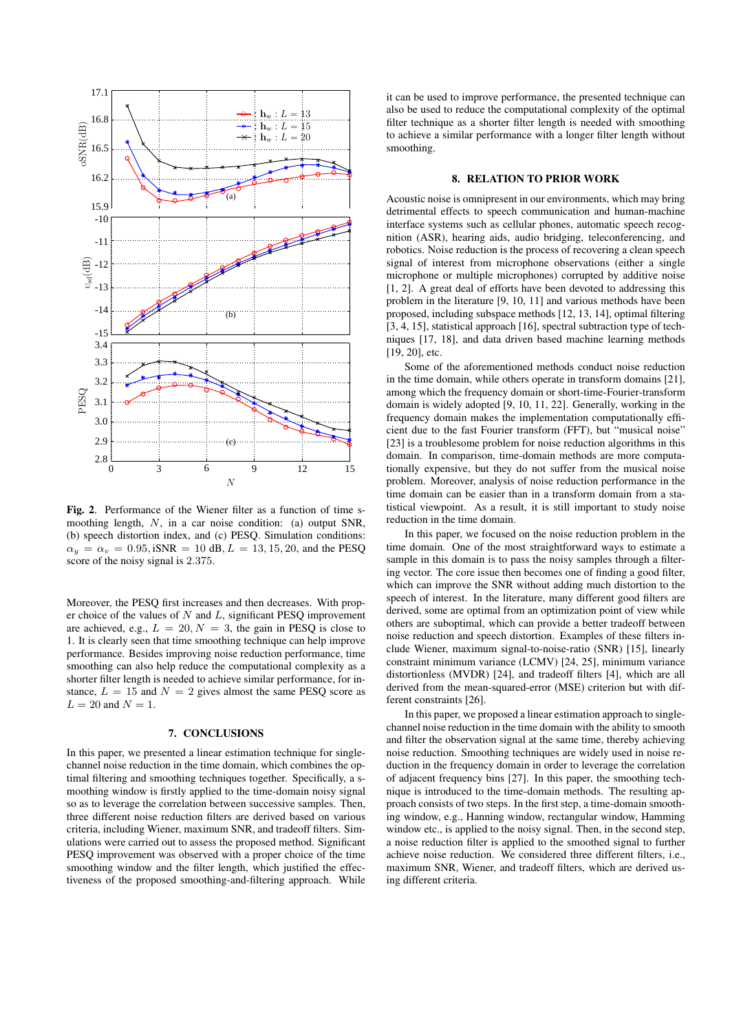**Fig. 2**. Performance of the Wiener filter as a function of time smoothing length, $N$, in a car noise condition: (a) output SNR, (b) speech distortion index, and (c) PESQ. Simulation conditions: $\alpha_y = \alpha_v = 0.95$, iSNR = 10 dB, $L = 13, 15, 20$, and the PESQ score of the noisy signal is 2.375.

Moreover, the PESQ first increases and then decreases. With proper choice of the values of $N$ and $L$, significant PESQ improvement are achieved, e.g., $L = 20, N = 3$, the gain in PESQ is close to 1. It is clearly seen that time smoothing technique can help improve performance. Besides improving noise reduction performance, time smoothing can also help reduce the computational complexity as a shorter filter length is needed to achieve similar performance, for instance, $L = 15$ and $N = 2$ gives almost the same PESQ score as $L = 20$ and $N = 1$.

## 7. CONCLUSIONS

In this paper, we presented a linear estimation technique for single-channel noise reduction in the time domain, which combines the optimal filtering and smoothing techniques together. Specifically, a smoothing window is firstly applied to the time-domain noisy signal so as to leverage the correlation between successive samples. Then, three different noise reduction filters are derived based on various criteria, including Wiener, maximum SNR, and tradeoff filters. Simulations were carried out to assess the proposed method. Significant PESQ improvement was observed with a proper choice of the time smoothing window and the filter length, which justified the effectiveness of the proposed smoothing-and-filtering approach. While it can be used to improve performance, the presented technique can also be used to reduce the computational complexity of the optimal filter technique as a shorter filter length is needed with smoothing to achieve a similar performance with a longer filter length without smoothing.

## 8. RELATION TO PRIOR WORK

Acoustic noise is omnipresent in our environments, which may bring detrimental effects to speech communication and human-machine interface systems such as cellular phones, automatic speech recognition (ASR), hearing aids, audio bridging, teleconferencing, and robotics. Noise reduction is the process of recovering a clean speech signal of interest from microphone observations (either a single microphone or multiple microphones) corrupted by additive noise [1, 2]. A great deal of efforts have been devoted to addressing this problem in the literature [9, 10, 11] and various methods have been proposed, including subspace methods [12, 13, 14], optimal filtering [3, 4, 15], statistical approach [16], spectral subtraction type of techniques [17, 18], and data driven based machine learning methods [19, 20], etc.

Some of the aforementioned methods conduct noise reduction in the time domain, while others operate in transform domains [21], among which the frequency domain or short-time-Fourier-transform domain is widely adopted [9, 10, 11, 22]. Generally, working in the frequency domain makes the implementation computationally efficient due to the fast Fourier transform (FFT), but "musical noise" [23] is a troublesome problem for noise reduction algorithms in this domain. In comparison, time-domain methods are more computationally expensive, but they do not suffer from the musical noise problem. Moreover, analysis of noise reduction performance in the time domain can be easier than in a transform domain from a statistical viewpoint. As a result, it is still important to study noise reduction in the time domain.

In this paper, we focused on the noise reduction problem in the time domain. One of the most straightforward ways to estimate a sample in this domain is to pass the noisy samples through a filtering vector. The core issue then becomes one of finding a good filter, which can improve the SNR without adding much distortion to the speech of interest. In the literature, many different good filters are derived, some are optimal from an optimization point of view while others are suboptimal, which can provide a better tradeoff between noise reduction and speech distortion. Examples of these filters include Wiener, maximum signal-to-noise ratio (SNR) [15], linearly constraint minimum variance (LCMV) [24, 25], minimum variance distortionless (MVDR) [24], and tradeoff filters [4], which are all derived from the mean-squared-error (MSE) criterion but with different constraints [26].

In this paper, we proposed a linear estimation approach to single-channel noise reduction in the time domain with the ability to smooth and filter the observation signal at the same time, thereby achieving better noise reduction. Smoothing techniques are widely used in noise reduction in the frequency domain in order to leverage the correlation of adjacent frequency bins [27]. In this paper, the smoothing technique is introduced to the time-domain methods. The resulting approach consists of two steps. In the first step, a time-domain smoothing window, e.g., Hanning window, rectangular window, Hamming window etc., is applied to the noisy signal. Then, in the second step, a noise reduction filter is applied to the smoothed signal to further achieve noise reduction. We considered three different filters, i.e., maximum SNR, Wiener, and tradeoff filters, which are derived using different criteria.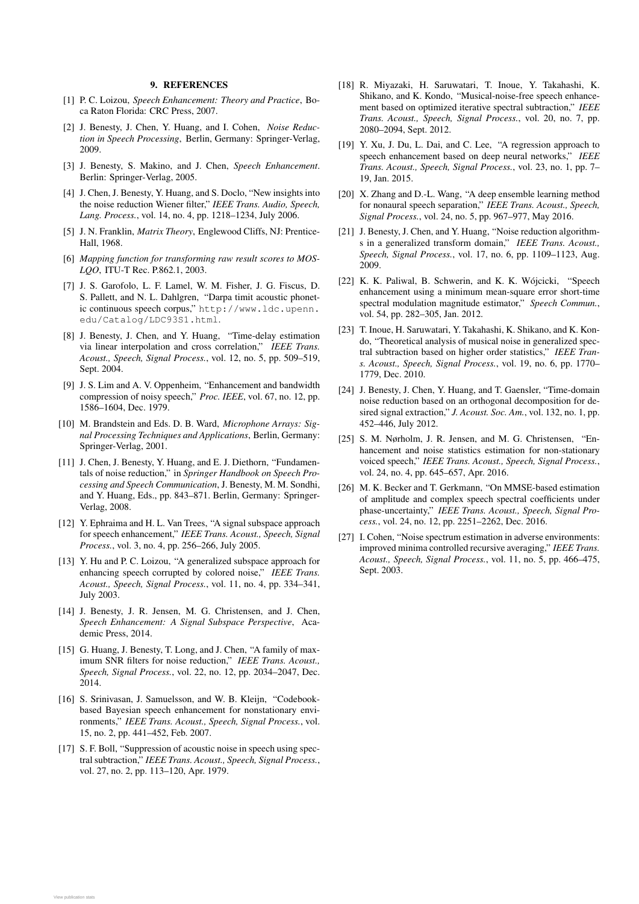## 9. REFERENCES

[1] P. C. Loizou, *Speech Enhancement: Theory and Practice*, Boca Raton Florida: CRC Press, 2007.

[2] J. Benesty, J. Chen, Y. Huang, and I. Cohen, *Noise Reduction in Speech Processing*, Berlin, Germany: Springer-Verlag, 2009.

[3] J. Benesty, S. Makino, and J. Chen, *Speech Enhancement*. Berlin: Springer-Verlag, 2005.

[4] J. Chen, J. Benesty, Y. Huang, and S. Doclo, "New insights into the noise reduction Wiener filter," *IEEE Trans. Audio, Speech, Lang. Process.*, vol. 14, no. 4, pp. 1218–1234, July 2006.

[5] J. N. Franklin, *Matrix Theory*, Englewood Cliffs, NJ: Prentice-Hall, 1968.

[6] *Mapping function for transforming raw result scores to MOS-LQO*, ITU-T Rec. P.862.1, 2003.

[7] J. S. Garofolo, L. F. Lamel, W. M. Fisher, J. G. Fiscus, D. S. Pallett, and N. L. Dahlgren, "Darpa timit acoustic phonetic continuous speech corpus," `http://www.ldc.upenn.edu/Catalog/LDC93S1.html`.

[8] J. Benesty, J. Chen, and Y. Huang, "Time-delay estimation via linear interpolation and cross correlation," *IEEE Trans. Acoust., Speech, Signal Process.*, vol. 12, no. 5, pp. 509–519, Sept. 2004.

[9] J. S. Lim and A. V. Oppenheim, "Enhancement and bandwidth compression of noisy speech," *Proc. IEEE*, vol. 67, no. 12, pp. 1586–1604, Dec. 1979.

[10] M. Brandstein and Eds. D. B. Ward, *Microphone Arrays: Signal Processing Techniques and Applications*, Berlin, Germany: Springer-Verlag, 2001.

[11] J. Chen, J. Benesty, Y. Huang, and E. J. Diethorn, "Fundamentals of noise reduction," in *Springer Handbook on Speech Processing and Speech Communication*, J. Benesty, M. M. Sondhi, and Y. Huang, Eds., pp. 843–871. Berlin, Germany: Springer-Verlag, 2008.

[12] Y. Ephraima and H. L. Van Trees, "A signal subspace approach for speech enhancement," *IEEE Trans. Acoust., Speech, Signal Process.*, vol. 3, no. 4, pp. 256–266, July 2005.

[13] Y. Hu and P. C. Loizou, "A generalized subspace approach for enhancing speech corrupted by colored noise," *IEEE Trans. Acoust., Speech, Signal Process.*, vol. 11, no. 4, pp. 334–341, July 2003.

[14] J. Benesty, J. R. Jensen, M. G. Christensen, and J. Chen, *Speech Enhancement: A Signal Subspace Perspective*, Academic Press, 2014.

[15] G. Huang, J. Benesty, T. Long, and J. Chen, "A family of maximum SNR filters for noise reduction," *IEEE Trans. Acoust., Speech, Signal Process.*, vol. 22, no. 12, pp. 2034–2047, Dec. 2014.

[16] S. Srinivasan, J. Samuelsson, and W. B. Kleijn, "Codebook-based Bayesian speech enhancement for nonstationary environments," *IEEE Trans. Acoust., Speech, Signal Process.*, vol. 15, no. 2, pp. 441–452, Feb. 2007.

[17] S. F. Boll, "Suppression of acoustic noise in speech using spectral subtraction," *IEEE Trans. Acoust., Speech, Signal Process.*, vol. 27, no. 2, pp. 113–120, Apr. 1979.

[18] R. Miyazaki, H. Saruwatari, T. Inoue, Y. Takahashi, K. Shikano, and K. Kondo, "Musical-noise-free speech enhancement based on optimized iterative spectral subtraction," *IEEE Trans. Acoust., Speech, Signal Process.*, vol. 20, no. 7, pp. 2080–2094, Sept. 2012.

[19] Y. Xu, J. Du, L. Dai, and C. Lee, "A regression approach to speech enhancement based on deep neural networks," *IEEE Trans. Acoust., Speech, Signal Process.*, vol. 23, no. 1, pp. 7–19, Jan. 2015.

[20] X. Zhang and D.-L. Wang, "A deep ensemble learning method for nonaural speech separation," *IEEE Trans. Acoust., Speech, Signal Process.*, vol. 24, no. 5, pp. 967–977, May 2016.

[21] J. Benesty, J. Chen, and Y. Huang, "Noise reduction algorithms in a generalized transform domain," *IEEE Trans. Acoust., Speech, Signal Process.*, vol. 17, no. 6, pp. 1109–1123, Aug. 2009.

[22] K. K. Paliwal, B. Schwerin, and K. K. Wójcicki, "Speech enhancement using a minimum mean-square error short-time spectral modulation magnitude estimator," *Speech Commun.*, vol. 54, pp. 282–305, Jan. 2012.

[23] T. Inoue, H. Saruwatari, Y. Takahashi, K. Shikano, and K. Kondo, "Theoretical analysis of musical noise in generalized spectral subtraction based on higher order statistics," *IEEE Trans. Acoust., Speech, Signal Process.*, vol. 19, no. 6, pp. 1770–1779, Dec. 2010.

[24] J. Benesty, J. Chen, Y. Huang, and T. Gaensler, "Time-domain noise reduction based on an orthogonal decomposition for desired signal extraction," *J. Acoust. Soc. Am.*, vol. 132, no. 1, pp. 452–446, July 2012.

[25] S. M. Nørholm, J. R. Jensen, and M. G. Christensen, "Enhancement and noise statistics estimation for non-stationary voiced speech," *IEEE Trans. Acoust., Speech, Signal Process.*, vol. 24, no. 4, pp. 645–657, Apr. 2016.

[26] M. K. Becker and T. Gerkmann, "On MMSE-based estimation of amplitude and complex speech spectral coefficients under phase-uncertainty," *IEEE Trans. Acoust., Speech, Signal Process.*, vol. 24, no. 12, pp. 2251–2262, Dec. 2016.

[27] I. Cohen, "Noise spectrum estimation in adverse environments: improved minima controlled recursive averaging," *IEEE Trans. Acoust., Speech, Signal Process.*, vol. 11, no. 5, pp. 466–475, Sept. 2003.